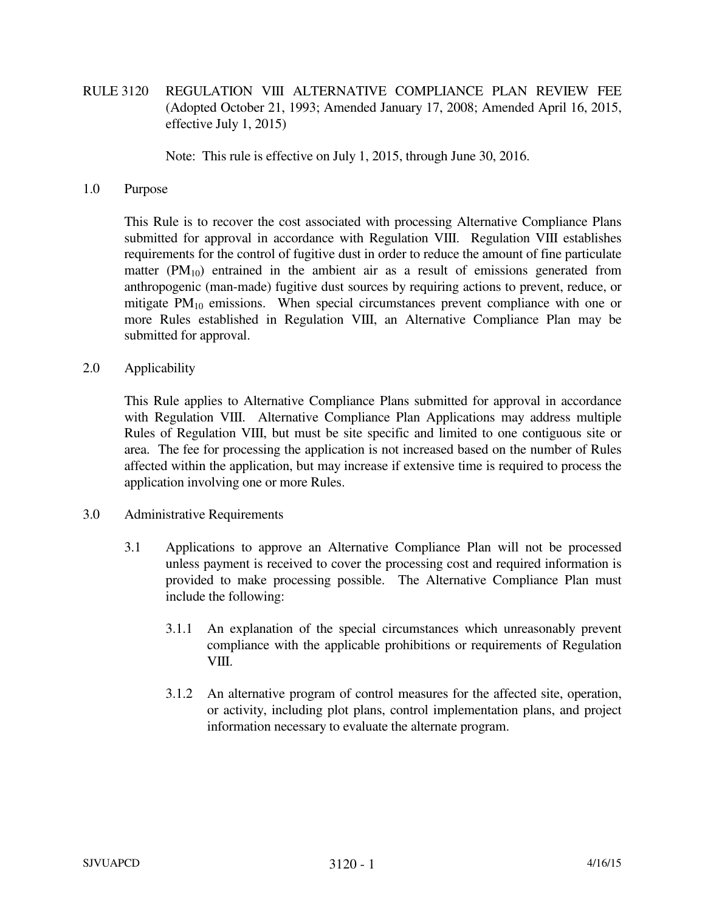# RULE 3120 REGULATION VIII ALTERNATIVE COMPLIANCE PLAN REVIEW FEE (Adopted October 21, 1993; Amended January 17, 2008; Amended April 16, 2015, effective July 1, 2015)

Note: This rule is effective on July 1, 2015, through June 30, 2016.

## 1.0 Purpose

This Rule is to recover the cost associated with processing Alternative Compliance Plans submitted for approval in accordance with Regulation VIII. Regulation VIII establishes requirements for the control of fugitive dust in order to reduce the amount of fine particulate matter ($PM_{10}$) entrained in the ambient air as a result of emissions generated from anthropogenic (man-made) fugitive dust sources by requiring actions to prevent, reduce, or mitigate $PM_{10}$ emissions. When special circumstances prevent compliance with one or more Rules established in Regulation VIII, an Alternative Compliance Plan may be submitted for approval.

## 2.0 Applicability

This Rule applies to Alternative Compliance Plans submitted for approval in accordance with Regulation VIII. Alternative Compliance Plan Applications may address multiple Rules of Regulation VIII, but must be site specific and limited to one contiguous site or area. The fee for processing the application is not increased based on the number of Rules affected within the application, but may increase if extensive time is required to process the application involving one or more Rules.

## 3.0 Administrative Requirements

3.1 Applications to approve an Alternative Compliance Plan will not be processed unless payment is received to cover the processing cost and required information is provided to make processing possible. The Alternative Compliance Plan must include the following:

3.1.1 An explanation of the special circumstances which unreasonably prevent compliance with the applicable prohibitions or requirements of Regulation VIII.

3.1.2 An alternative program of control measures for the affected site, operation, or activity, including plot plans, control implementation plans, and project information necessary to evaluate the alternate program.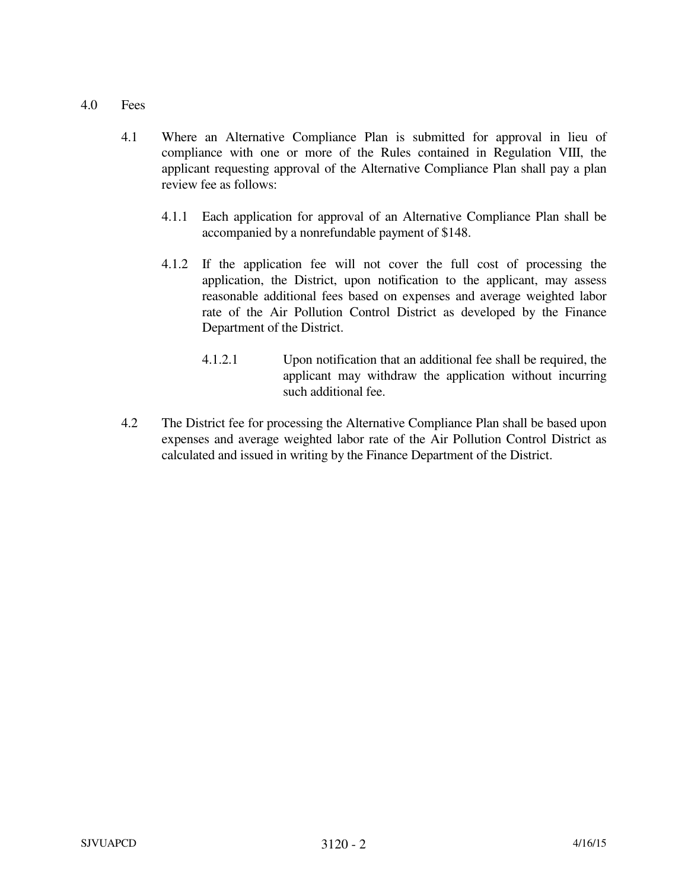## 4.0 Fees

4.1 Where an Alternative Compliance Plan is submitted for approval in lieu of compliance with one or more of the Rules contained in Regulation VIII, the applicant requesting approval of the Alternative Compliance Plan shall pay a plan review fee as follows:

4.1.1 Each application for approval of an Alternative Compliance Plan shall be accompanied by a nonrefundable payment of $148.

4.1.2 If the application fee will not cover the full cost of processing the application, the District, upon notification to the applicant, may assess reasonable additional fees based on expenses and average weighted labor rate of the Air Pollution Control District as developed by the Finance Department of the District.

4.1.2.1 Upon notification that an additional fee shall be required, the applicant may withdraw the application without incurring such additional fee.

4.2 The District fee for processing the Alternative Compliance Plan shall be based upon expenses and average weighted labor rate of the Air Pollution Control District as calculated and issued in writing by the Finance Department of the District.